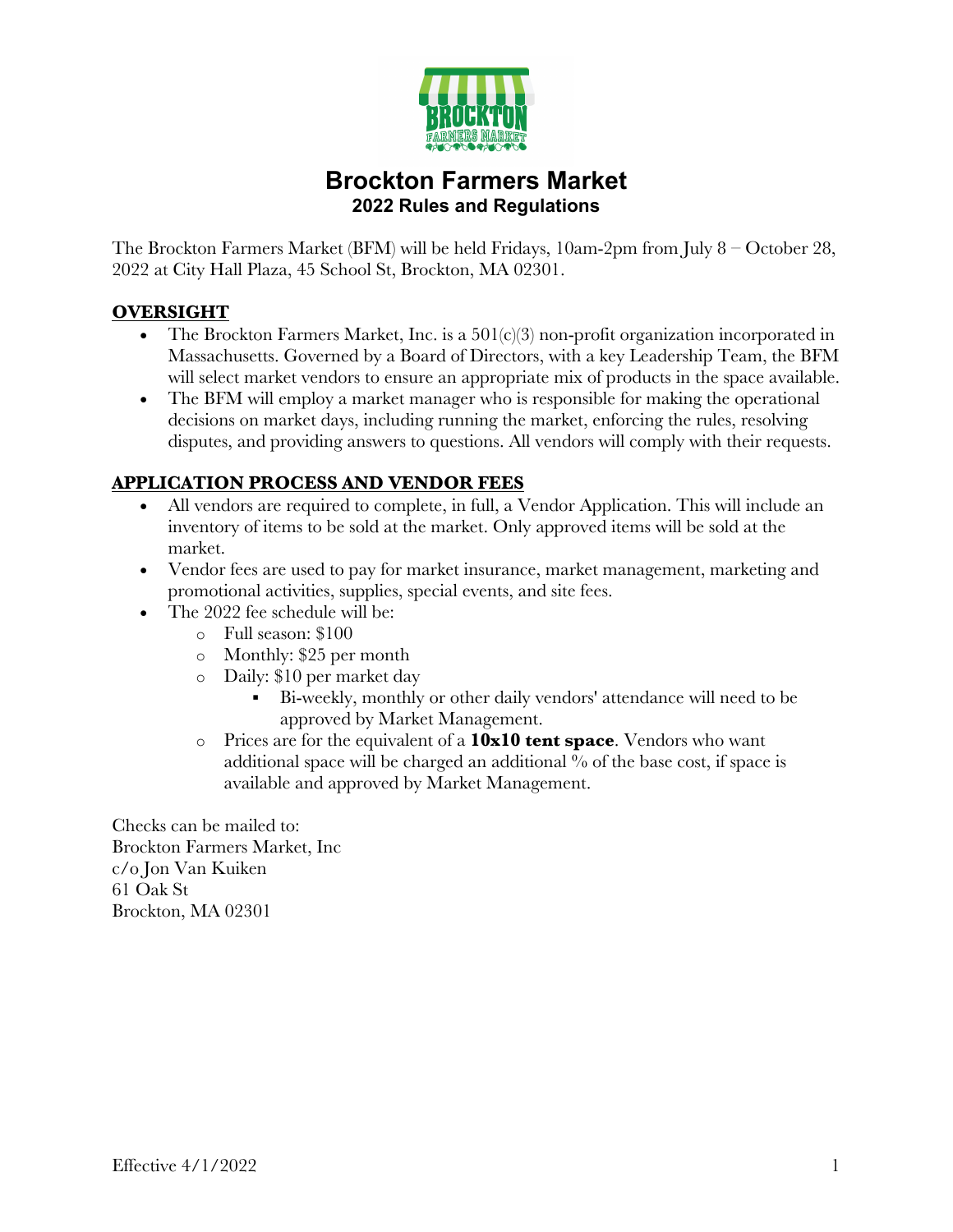# Brockton Farmers Market

## 2022 Rules and Regulations

The Brockton Farmers Market (BFM) will be held Fridays, 10am-2pm from July 8 – October 28, 2022 at City Hall Plaza, 45 School St, Brockton, MA 02301.

### OVERSIGHT

- The Brockton Farmers Market, Inc. is a 501(c)(3) non-profit organization incorporated in Massachusetts. Governed by a Board of Directors, with a key Leadership Team, the BFM will select market vendors to ensure an appropriate mix of products in the space available.
- The BFM will employ a market manager who is responsible for making the operational decisions on market days, including running the market, enforcing the rules, resolving disputes, and providing answers to questions. All vendors will comply with their requests.

### APPLICATION PROCESS AND VENDOR FEES

- All vendors are required to complete, in full, a Vendor Application. This will include an inventory of items to be sold at the market. Only approved items will be sold at the market.
- Vendor fees are used to pay for market insurance, market management, marketing and promotional activities, supplies, special events, and site fees.
- The 2022 fee schedule will be:
    - Full season: $100
    - Monthly: $25 per month
    - Daily: $10 per market day
        - Bi-weekly, monthly or other daily vendors' attendance will need to be approved by Market Management.
    - Prices are for the equivalent of a **10x10 tent space**. Vendors who want additional space will be charged an additional % of the base cost, if space is available and approved by Market Management.

Checks can be mailed to:
Brockton Farmers Market, Inc
c/o Jon Van Kuiken
61 Oak St
Brockton, MA 02301

Effective 4/1/2022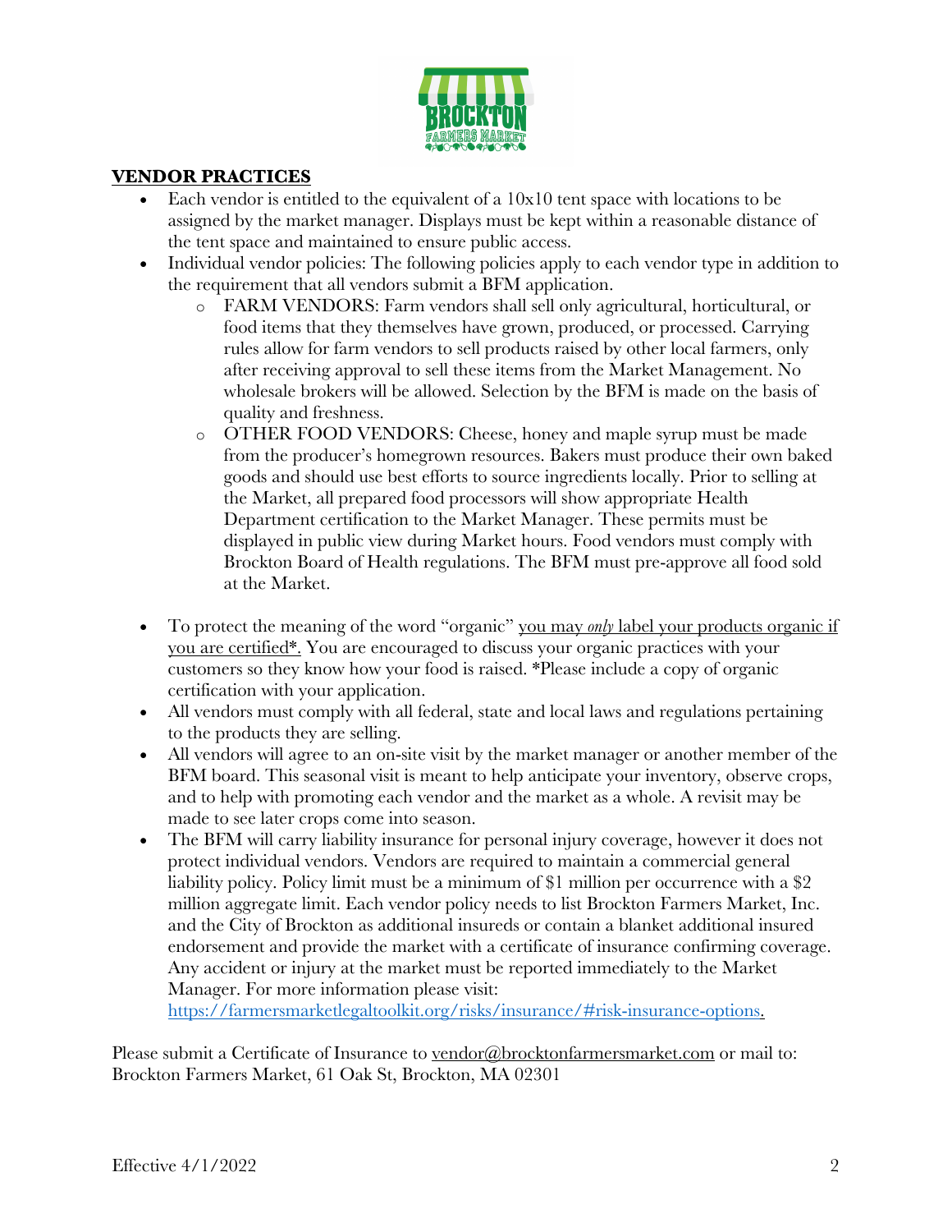## VENDOR PRACTICES

- Each vendor is entitled to the equivalent of a 10x10 tent space with locations to be assigned by the market manager. Displays must be kept within a reasonable distance of the tent space and maintained to ensure public access.
- Individual vendor policies: The following policies apply to each vendor type in addition to the requirement that all vendors submit a BFM application.
    - FARM VENDORS: Farm vendors shall sell only agricultural, horticultural, or food items that they themselves have grown, produced, or processed. Carrying rules allow for farm vendors to sell products raised by other local farmers, only after receiving approval to sell these items from the Market Management. No wholesale brokers will be allowed. Selection by the BFM is made on the basis of quality and freshness.
    - OTHER FOOD VENDORS: Cheese, honey and maple syrup must be made from the producer's homegrown resources. Bakers must produce their own baked goods and should use best efforts to source ingredients locally. Prior to selling at the Market, all prepared food processors will show appropriate Health Department certification to the Market Manager. These permits must be displayed in public view during Market hours. Food vendors must comply with Brockton Board of Health regulations. The BFM must pre-approve all food sold at the Market.
- To protect the meaning of the word "organic" <u>you may *only* label your products organic if you are certified*.</u> You are encouraged to discuss your organic practices with your customers so they know how your food is raised. *Please include a copy of organic certification with your application.
- All vendors must comply with all federal, state and local laws and regulations pertaining to the products they are selling.
- All vendors will agree to an on-site visit by the market manager or another member of the BFM board. This seasonal visit is meant to help anticipate your inventory, observe crops, and to help with promoting each vendor and the market as a whole. A revisit may be made to see later crops come into season.
- The BFM will carry liability insurance for personal injury coverage, however it does not protect individual vendors. Vendors are required to maintain a commercial general liability policy. Policy limit must be a minimum of $1 million per occurrence with a $2 million aggregate limit. Each vendor policy needs to list Brockton Farmers Market, Inc. and the City of Brockton as additional insureds or contain a blanket additional insured endorsement and provide the market with a certificate of insurance confirming coverage. Any accident or injury at the market must be reported immediately to the Market Manager. For more information please visit: [https://farmersmarketlegaltoolkit.org/risks/insurance/#risk-insurance-options.](https://farmersmarketlegaltoolkit.org/risks/insurance/#risk-insurance-options)

Please submit a Certificate of Insurance to vendor@brocktonfarmersmarket.com or mail to: Brockton Farmers Market, 61 Oak St, Brockton, MA 02301

Effective 4/1/2022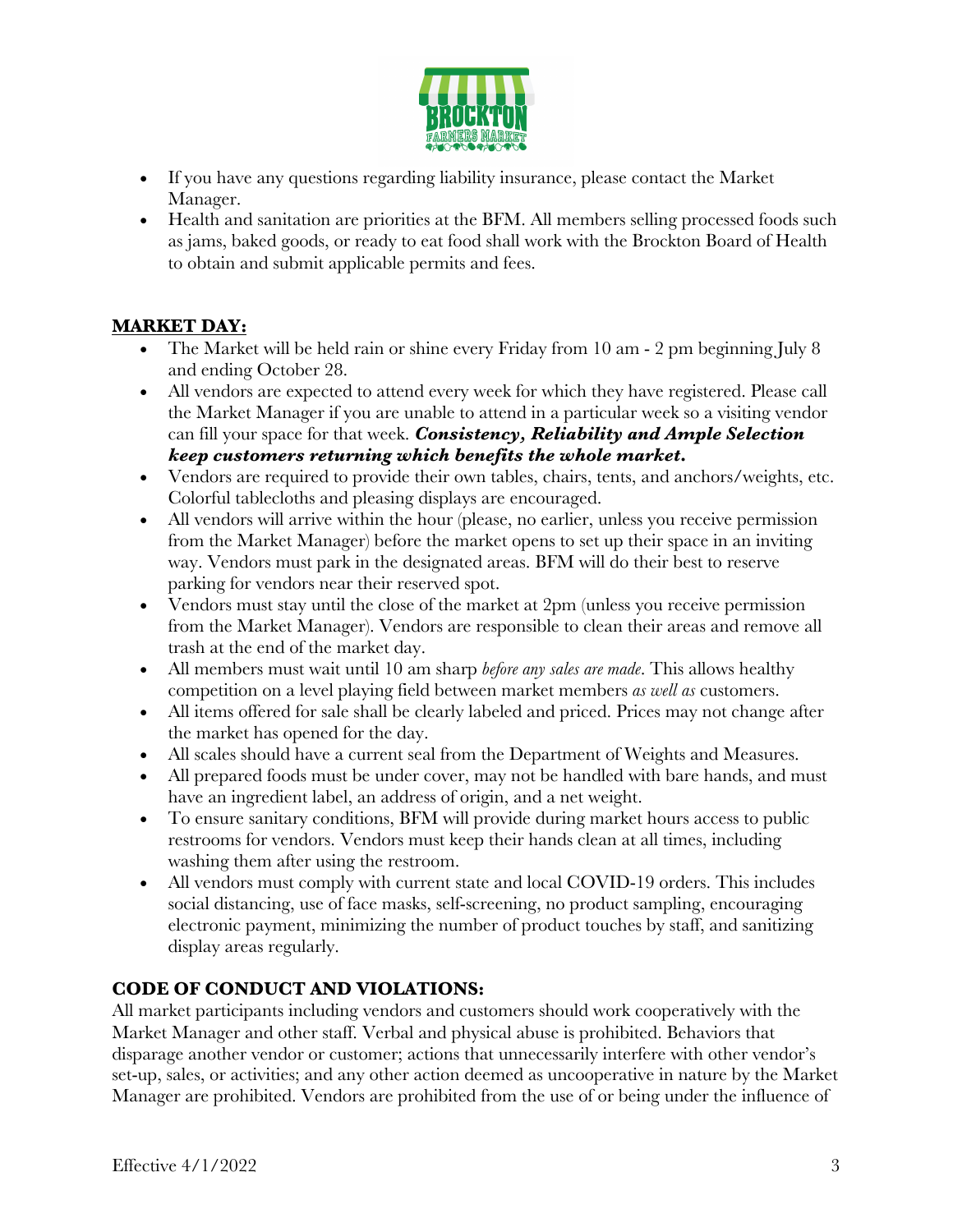- If you have any questions regarding liability insurance, please contact the Market Manager.
- Health and sanitation are priorities at the BFM. All members selling processed foods such as jams, baked goods, or ready to eat food shall work with the Brockton Board of Health to obtain and submit applicable permits and fees.

## MARKET DAY:

- The Market will be held rain or shine every Friday from 10 am - 2 pm beginning July 8 and ending October 28.
- All vendors are expected to attend every week for which they have registered. Please call the Market Manager if you are unable to attend in a particular week so a visiting vendor can fill your space for that week. ***Consistency, Reliability and Ample Selection keep customers returning which benefits the whole market.***
- Vendors are required to provide their own tables, chairs, tents, and anchors/weights, etc. Colorful tablecloths and pleasing displays are encouraged.
- All vendors will arrive within the hour (please, no earlier, unless you receive permission from the Market Manager) before the market opens to set up their space in an inviting way. Vendors must park in the designated areas. BFM will do their best to reserve parking for vendors near their reserved spot.
- Vendors must stay until the close of the market at 2pm (unless you receive permission from the Market Manager). Vendors are responsible to clean their areas and remove all trash at the end of the market day.
- All members must wait until 10 am sharp *before any sales are made*. This allows healthy competition on a level playing field between market members *as well as* customers.
- All items offered for sale shall be clearly labeled and priced. Prices may not change after the market has opened for the day.
- All scales should have a current seal from the Department of Weights and Measures.
- All prepared foods must be under cover, may not be handled with bare hands, and must have an ingredient label, an address of origin, and a net weight.
- To ensure sanitary conditions, BFM will provide during market hours access to public restrooms for vendors. Vendors must keep their hands clean at all times, including washing them after using the restroom.
- All vendors must comply with current state and local COVID-19 orders. This includes social distancing, use of face masks, self-screening, no product sampling, encouraging electronic payment, minimizing the number of product touches by staff, and sanitizing display areas regularly.

## CODE OF CONDUCT AND VIOLATIONS:

All market participants including vendors and customers should work cooperatively with the Market Manager and other staff. Verbal and physical abuse is prohibited. Behaviors that disparage another vendor or customer; actions that unnecessarily interfere with other vendor's set-up, sales, or activities; and any other action deemed as uncooperative in nature by the Market Manager are prohibited. Vendors are prohibited from the use of or being under the influence of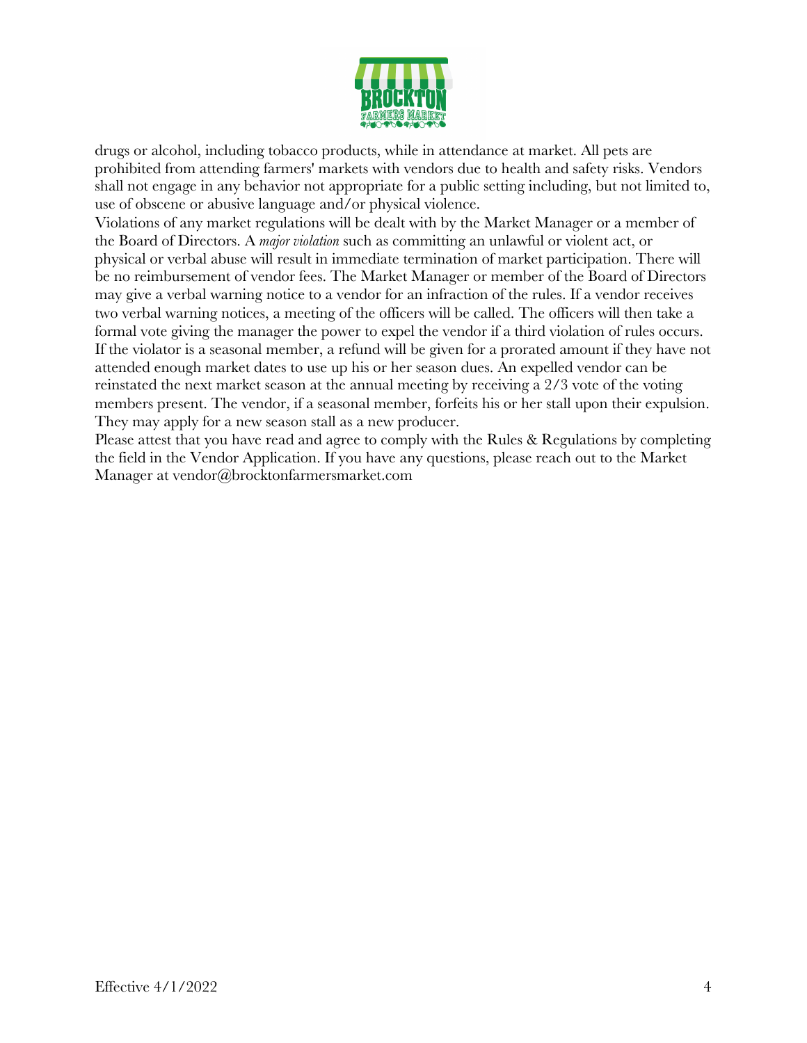drugs or alcohol, including tobacco products, while in attendance at market. All pets are prohibited from attending farmers' markets with vendors due to health and safety risks. Vendors shall not engage in any behavior not appropriate for a public setting including, but not limited to, use of obscene or abusive language and/or physical violence.

Violations of any market regulations will be dealt with by the Market Manager or a member of the Board of Directors. A *major violation* such as committing an unlawful or violent act, or physical or verbal abuse will result in immediate termination of market participation. There will be no reimbursement of vendor fees. The Market Manager or member of the Board of Directors may give a verbal warning notice to a vendor for an infraction of the rules. If a vendor receives two verbal warning notices, a meeting of the officers will be called. The officers will then take a formal vote giving the manager the power to expel the vendor if a third violation of rules occurs. If the violator is a seasonal member, a refund will be given for a prorated amount if they have not attended enough market dates to use up his or her season dues. An expelled vendor can be reinstated the next market season at the annual meeting by receiving a 2/3 vote of the voting members present. The vendor, if a seasonal member, forfeits his or her stall upon their expulsion. They may apply for a new season stall as a new producer.

Please attest that you have read and agree to comply with the Rules & Regulations by completing the field in the Vendor Application. If you have any questions, please reach out to the Market Manager at vendor@brocktonfarmersmarket.com